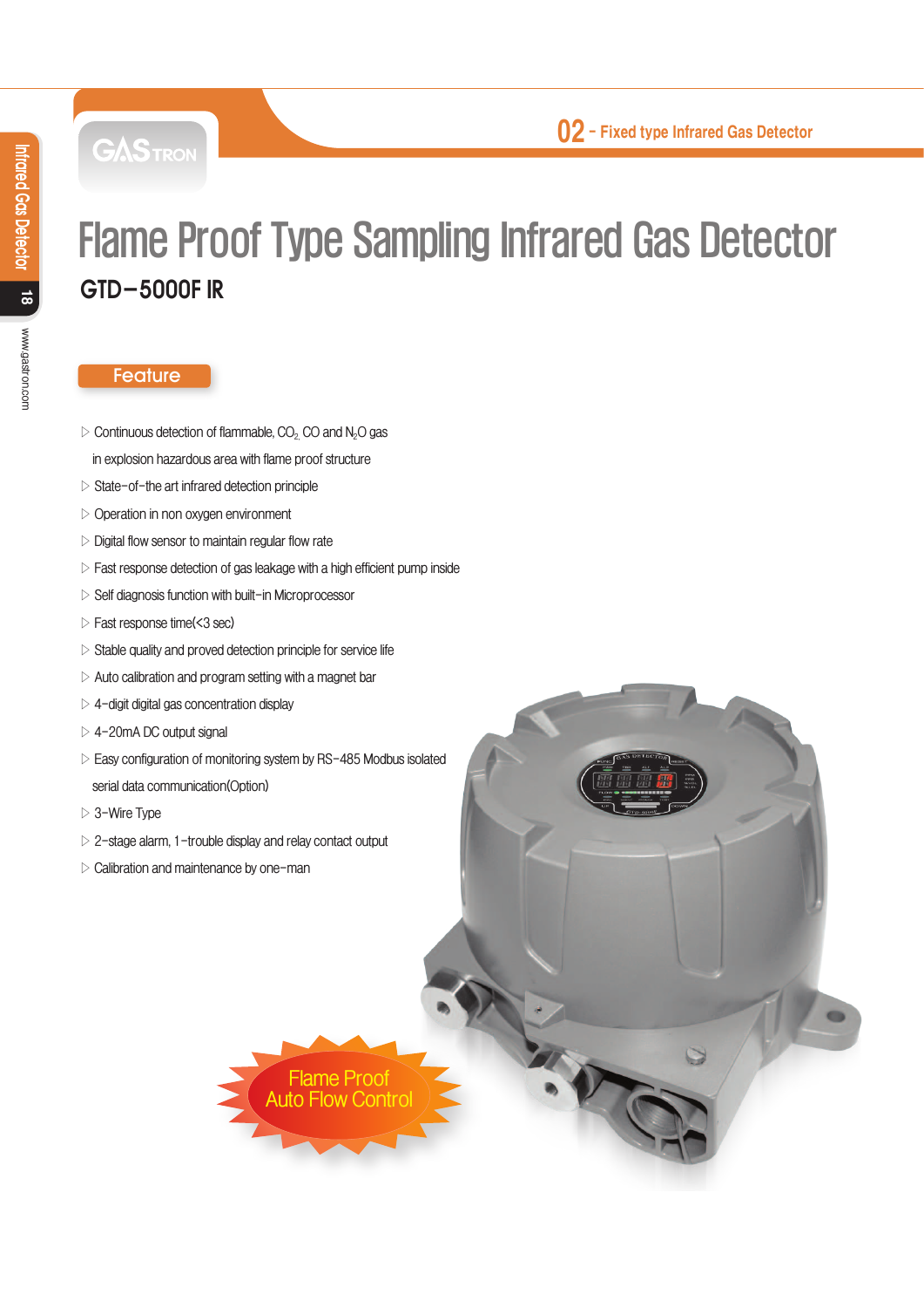# Flame Proof Type Sampling Infrared Gas Detector

## GTD-5000F IR

### Feature

- Continuous detection of flammable, $CO_2$, CO and $N_2O$ gas in explosion hazardous area with flame proof structure
- State-of-the art infrared detection principle
- Operation in non oxygen environment
- Digital flow sensor to maintain regular flow rate
- Fast response detection of gas leakage with a high efficient pump inside
- Self diagnosis function with built-in Microprocessor
- Fast response time(<3 sec)
- Stable quality and proved detection principle for service life
- Auto calibration and program setting with a magnet bar
- 4-digit digital gas concentration display
- 4-20mA DC output signal
- Easy configuration of monitoring system by RS-485 Modbus isolated serial data communication(Option)
- 3-Wire Type
- 2-stage alarm, 1-trouble display and relay contact output
- Calibration and maintenance by one-man

Flame Proof
Auto Flow Control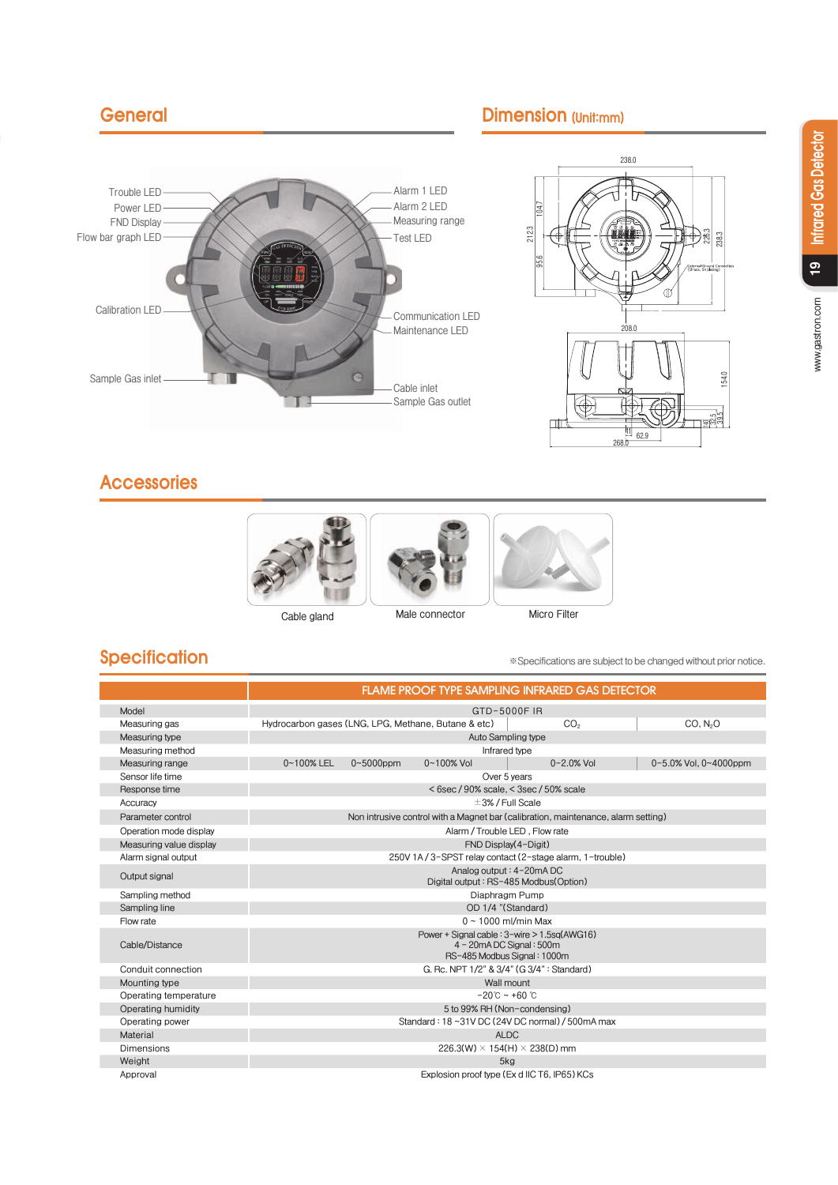## General

Trouble LED
Power LED
FND Display
Flow bar graph LED
Calibration LED
Sample Gas inlet
Alarm 1 LED
Alarm 2 LED
Measuring range
Test LED
Communication LED
Maintenance LED
Cable inlet
Sample Gas outlet

## Dimension (Unit:mm)

238.0
104.7
212.3
95.6
228.3
238.3
External Ground Connection
208.0
154.0
62.9
268.0
19
32.5
39.5

## Accessories

Cable gland

Male connector

Micro Filter

## Specification

※Specifications are subject to be changed without prior notice.

| | FLAME PROOF TYPE SAMPLING INFRARED GAS DETECTOR | | | | |
|---|---|---|---|---|---|
| Model | GTD-5000F IR | | | | |
| Measuring gas | Hydrocarbon gases (LNG, LPG, Methane, Butane & etc) | | | $CO_2$ | CO, $N_2O$ |
| Measuring type | Auto Sampling type | | | | |
| Measuring method | Infrared type | | | | |
| Measuring range | 0~100% LEL | 0~5000ppm | 0~100% Vol | 0~2.0% Vol | 0~5.0% Vol, 0~4000ppm |
| Sensor life time | Over 5 years | | | | |
| Response time | < 6sec / 90% scale, < 3sec / 50% scale | | | | |
| Accuracy | ±3% / Full Scale | | | | |
| Parameter control | Non intrusive control with a Magnet bar (calibration, maintenance, alarm setting) | | | | |
| Operation mode display | Alarm / Trouble LED , Flow rate | | | | |
| Measuring value display | FND Display(4-Digit) | | | | |
| Alarm signal output | 250V 1A / 3-SPST relay contact (2-stage alarm, 1-trouble) | | | | |
| Output signal | Analog output : 4-20mA DC<br>Digital output : RS-485 Modbus(Option) | | | | |
| Sampling method | Diaphragm Pump | | | | |
| Sampling line | OD 1/4 "(Standard) | | | | |
| Flow rate | 0 ~ 1000 ml/min Max | | | | |
| Cable/Distance | Power + Signal cable : 3-wire > 1.5sq(AWG16)<br>4 - 20mA DC Signal : 500m<br>RS-485 Modbus Signal : 1000m | | | | |
| Conduit connection | G. Rc. NPT 1/2" & 3/4" (G 3/4" : Standard) | | | | |
| Mounting type | Wall mount | | | | |
| Operating temperature | -20℃ ~ +60 ℃ | | | | |
| Operating humidity | 5 to 99% RH (Non-condensing) | | | | |
| Operating power | Standard : 18 ~31V DC (24V DC normal) / 500mA max | | | | |
| Material | ALDC | | | | |
| Dimensions | 226.3(W) × 154(H) × 238(D) mm | | | | |
| Weight | 5kg | | | | |
| Approval | Explosion proof type (Ex d IIC T6, IP65) KCs | | | | |